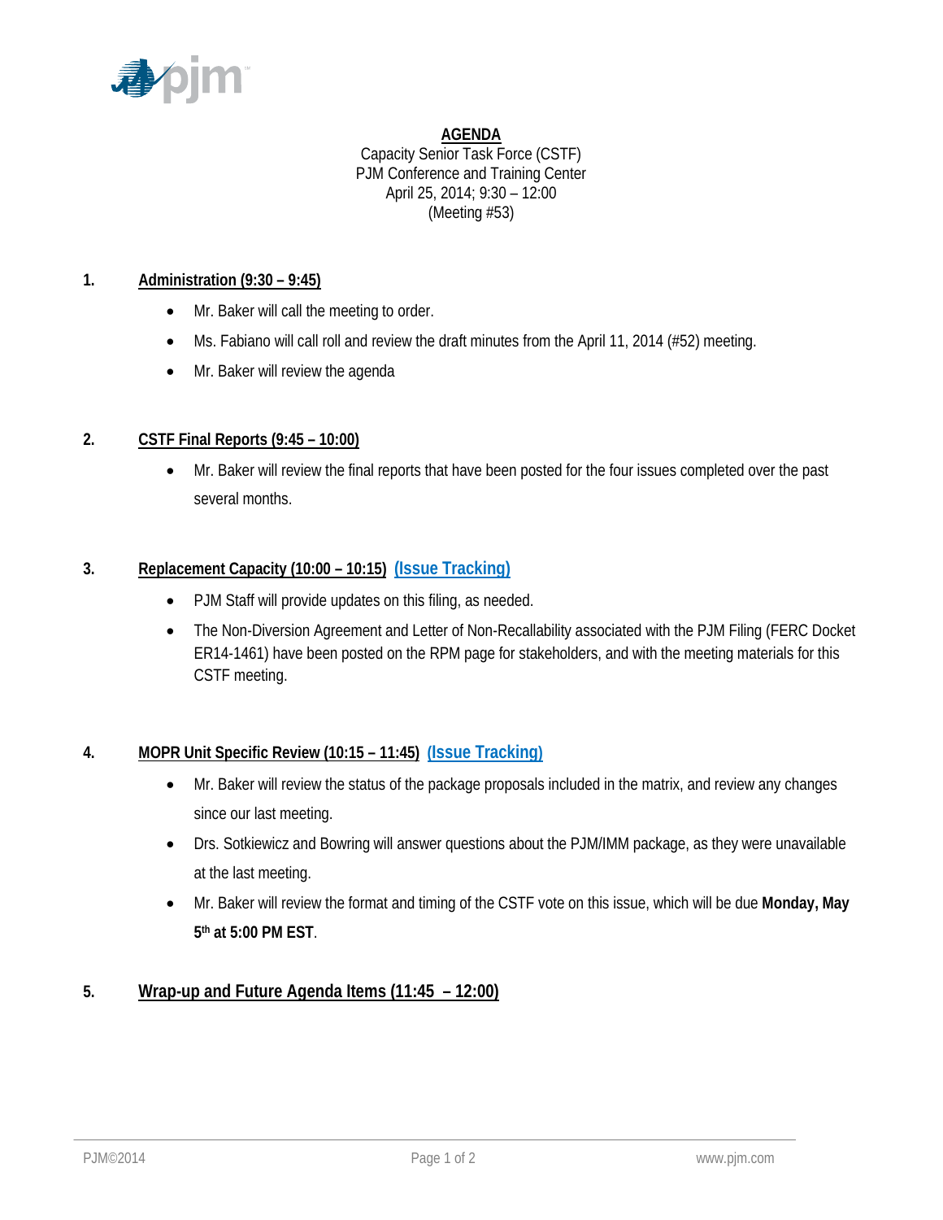# AGENDA

Capacity Senior Task Force (CSTF)
PJM Conference and Training Center
April 25, 2014; 9:30 – 12:00
(Meeting #53)

## 1. Administration (9:30 – 9:45)

- Mr. Baker will call the meeting to order.
- Ms. Fabiano will call roll and review the draft minutes from the April 11, 2014 (#52) meeting.
- Mr. Baker will review the agenda

## 2. CSTF Final Reports (9:45 – 10:00)

- Mr. Baker will review the final reports that have been posted for the four issues completed over the past several months.

## 3. Replacement Capacity (10:00 – 10:15) (Issue Tracking)

- PJM Staff will provide updates on this filing, as needed.
- The Non-Diversion Agreement and Letter of Non-Recallability associated with the PJM Filing (FERC Docket ER14-1461) have been posted on the RPM page for stakeholders, and with the meeting materials for this CSTF meeting.

## 4. MOPR Unit Specific Review (10:15 – 11:45) (Issue Tracking)

- Mr. Baker will review the status of the package proposals included in the matrix, and review any changes since our last meeting.
- Drs. Sotkiewicz and Bowring will answer questions about the PJM/IMM package, as they were unavailable at the last meeting.
- Mr. Baker will review the format and timing of the CSTF vote on this issue, which will be due **Monday, May 5th at 5:00 PM EST**.

## 5. Wrap-up and Future Agenda Items (11:45 – 12:00)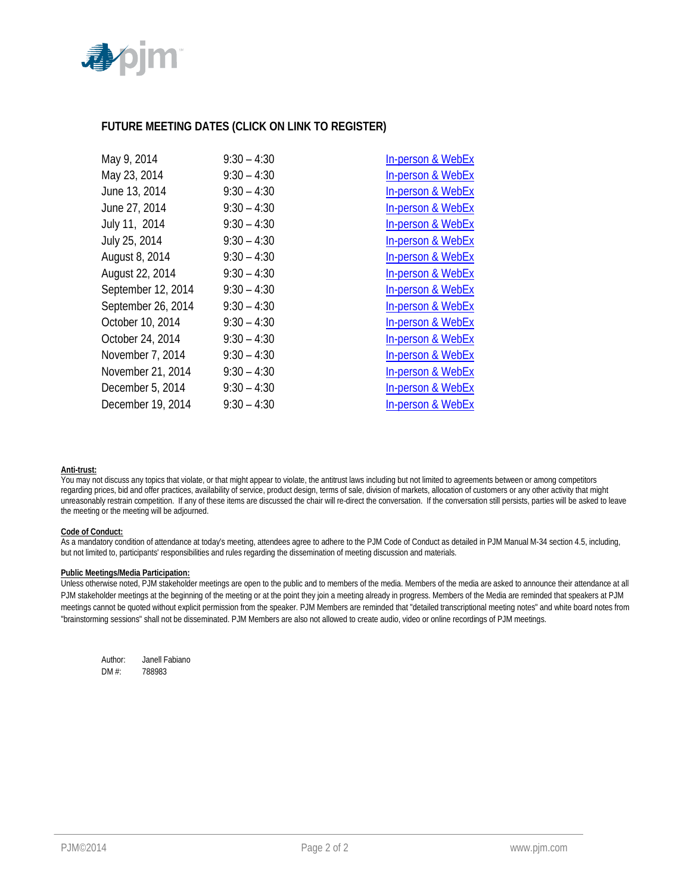## FUTURE MEETING DATES (CLICK ON LINK TO REGISTER)

| | | |
|---|---|---|
| May 9, 2014 | 9:30 – 4:30 | In-person & WebEx |
| May 23, 2014 | 9:30 – 4:30 | In-person & WebEx |
| June 13, 2014 | 9:30 – 4:30 | In-person & WebEx |
| June 27, 2014 | 9:30 – 4:30 | In-person & WebEx |
| July 11, 2014 | 9:30 – 4:30 | In-person & WebEx |
| July 25, 2014 | 9:30 – 4:30 | In-person & WebEx |
| August 8, 2014 | 9:30 – 4:30 | In-person & WebEx |
| August 22, 2014 | 9:30 – 4:30 | In-person & WebEx |
| September 12, 2014 | 9:30 – 4:30 | In-person & WebEx |
| September 26, 2014 | 9:30 – 4:30 | In-person & WebEx |
| October 10, 2014 | 9:30 – 4:30 | In-person & WebEx |
| October 24, 2014 | 9:30 – 4:30 | In-person & WebEx |
| November 7, 2014 | 9:30 – 4:30 | In-person & WebEx |
| November 21, 2014 | 9:30 – 4:30 | In-person & WebEx |
| December 5, 2014 | 9:30 – 4:30 | In-person & WebEx |
| December 19, 2014 | 9:30 – 4:30 | In-person & WebEx |

**Anti-trust:**
You may not discuss any topics that violate, or that might appear to violate, the antitrust laws including but not limited to agreements between or among competitors regarding prices, bid and offer practices, availability of service, product design, terms of sale, division of markets, allocation of customers or any other activity that might unreasonably restrain competition. If any of these items are discussed the chair will re-direct the conversation. If the conversation still persists, parties will be asked to leave the meeting or the meeting will be adjourned.

**Code of Conduct:**
As a mandatory condition of attendance at today's meeting, attendees agree to adhere to the PJM Code of Conduct as detailed in PJM Manual M-34 section 4.5, including, but not limited to, participants' responsibilities and rules regarding the dissemination of meeting discussion and materials.

**Public Meetings/Media Participation:**
Unless otherwise noted, PJM stakeholder meetings are open to the public and to members of the media. Members of the media are asked to announce their attendance at all PJM stakeholder meetings at the beginning of the meeting or at the point they join a meeting already in progress. Members of the Media are reminded that speakers at PJM meetings cannot be quoted without explicit permission from the speaker. PJM Members are reminded that "detailed transcriptional meeting notes" and white board notes from "brainstorming sessions" shall not be disseminated. PJM Members are also not allowed to create audio, video or online recordings of PJM meetings.

Author: Janell Fabiano
DM #: 788983